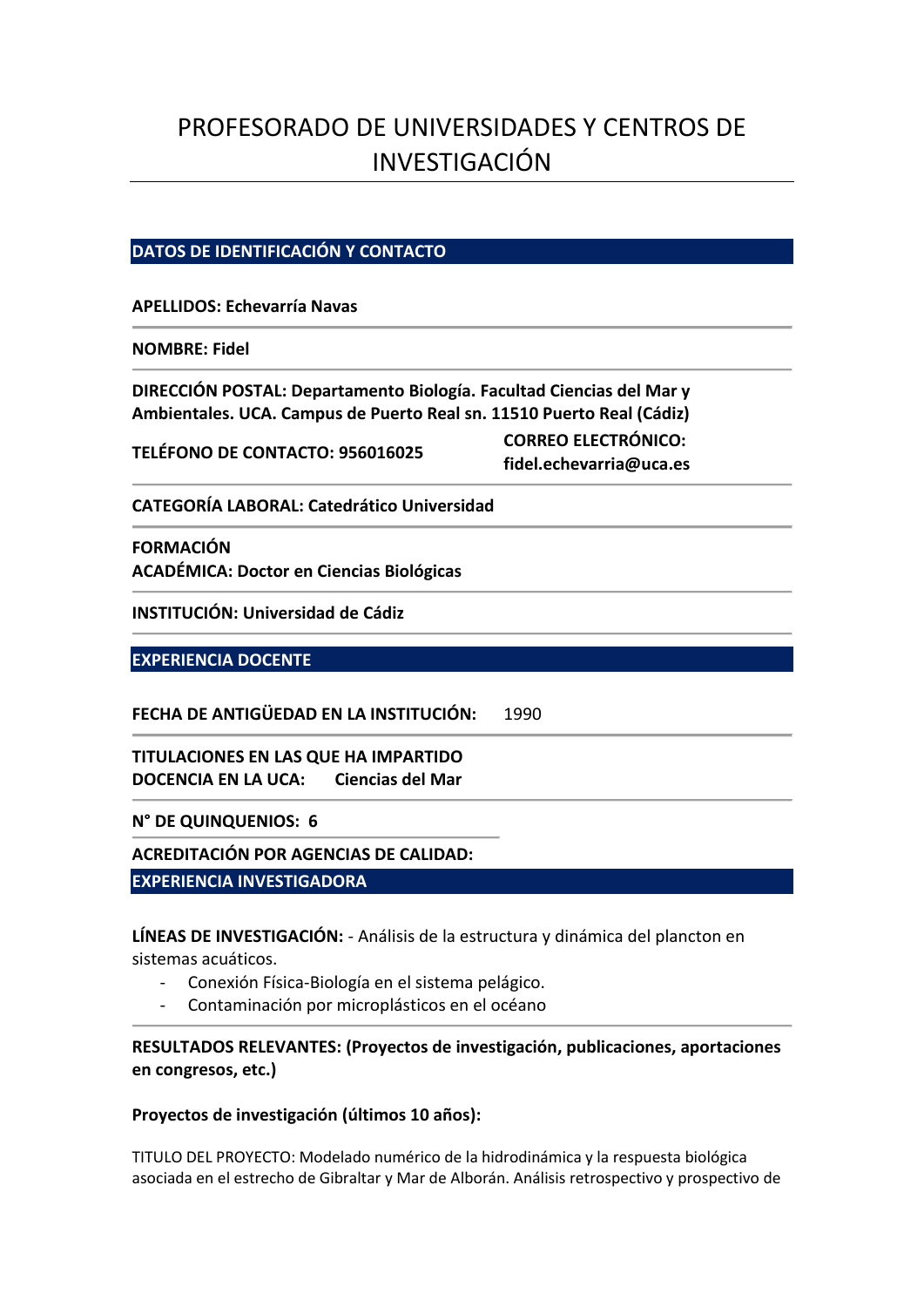# PROFESORADO DE UNIVERSIDADES Y CENTROS DE INVESTIGACIÓN

## DATOS DE IDENTIFICACIÓN Y CONTACTO

**APELLIDOS: Echevarría Navas**

**NOMBRE: Fidel**

**DIRECCIÓN POSTAL: Departamento Biología. Facultad Ciencias del Mar y Ambientales. UCA. Campus de Puerto Real sn. 11510 Puerto Real (Cádiz)**

**TELÉFONO DE CONTACTO: 956016025**

**CORREO ELECTRÓNICO: fidel.echevarria@uca.es**

**CATEGORÍA LABORAL: Catedrático Universidad**

**FORMACIÓN ACADÉMICA: Doctor en Ciencias Biológicas**

**INSTITUCIÓN: Universidad de Cádiz**

## EXPERIENCIA DOCENTE

**FECHA DE ANTIGÜEDAD EN LA INSTITUCIÓN:** 1990

**TITULACIONES EN LAS QUE HA IMPARTIDO DOCENCIA EN LA UCA: Ciencias del Mar**

**N° DE QUINQUENIOS: 6**

**ACREDITACIÓN POR AGENCIAS DE CALIDAD:**

## EXPERIENCIA INVESTIGADORA

**LÍNEAS DE INVESTIGACIÓN:** - Análisis de la estructura y dinámica del plancton en sistemas acuáticos.

- Conexión Física-Biología en el sistema pelágico.
- Contaminación por microplásticos en el océano

**RESULTADOS RELEVANTES: (Proyectos de investigación, publicaciones, aportaciones en congresos, etc.)**

**Proyectos de investigación (últimos 10 años):**

TITULO DEL PROYECTO: Modelado numérico de la hidrodinámica y la respuesta biológica asociada en el estrecho de Gibraltar y Mar de Alborán. Análisis retrospectivo y prospectivo de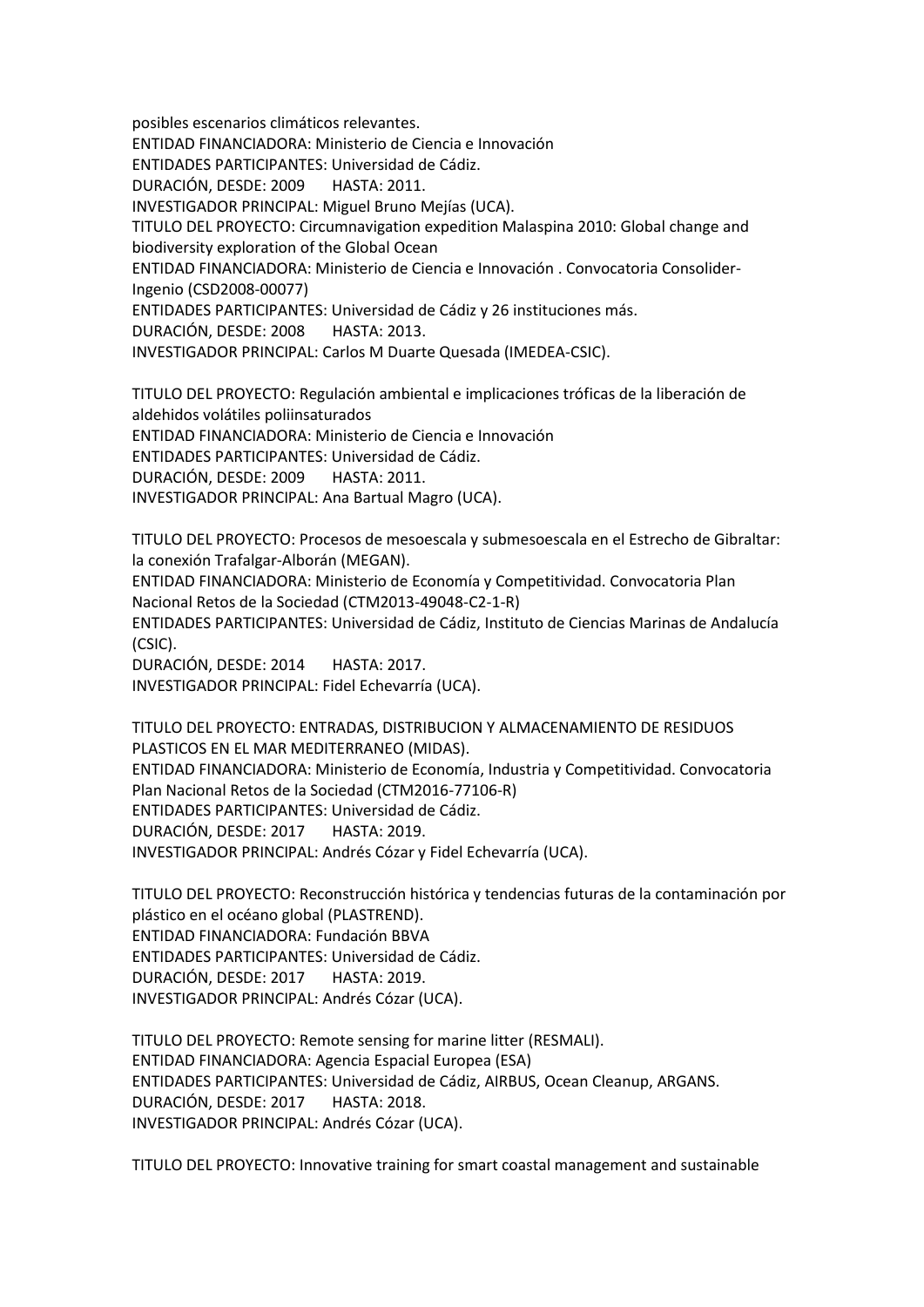posibles escenarios climáticos relevantes.
ENTIDAD FINANCIADORA: Ministerio de Ciencia e Innovación
ENTIDADES PARTICIPANTES: Universidad de Cádiz.
DURACIÓN, DESDE: 2009 HASTA: 2011.
INVESTIGADOR PRINCIPAL: Miguel Bruno Mejías (UCA).
TITULO DEL PROYECTO: Circumnavigation expedition Malaspina 2010: Global change and biodiversity exploration of the Global Ocean
ENTIDAD FINANCIADORA: Ministerio de Ciencia e Innovación . Convocatoria Consolider-Ingenio (CSD2008-00077)
ENTIDADES PARTICIPANTES: Universidad de Cádiz y 26 instituciones más.
DURACIÓN, DESDE: 2008 HASTA: 2013.
INVESTIGADOR PRINCIPAL: Carlos M Duarte Quesada (IMEDEA-CSIC).

TITULO DEL PROYECTO: Regulación ambiental e implicaciones tróficas de la liberación de aldehidos volátiles poliinsaturados
ENTIDAD FINANCIADORA: Ministerio de Ciencia e Innovación
ENTIDADES PARTICIPANTES: Universidad de Cádiz.
DURACIÓN, DESDE: 2009 HASTA: 2011.
INVESTIGADOR PRINCIPAL: Ana Bartual Magro (UCA).

TITULO DEL PROYECTO: Procesos de mesoescala y submesoescala en el Estrecho de Gibraltar: la conexión Trafalgar-Alborán (MEGAN).
ENTIDAD FINANCIADORA: Ministerio de Economía y Competitividad. Convocatoria Plan Nacional Retos de la Sociedad (CTM2013-49048-C2-1-R)
ENTIDADES PARTICIPANTES: Universidad de Cádiz, Instituto de Ciencias Marinas de Andalucía (CSIC).
DURACIÓN, DESDE: 2014 HASTA: 2017.
INVESTIGADOR PRINCIPAL: Fidel Echevarría (UCA).

TITULO DEL PROYECTO: ENTRADAS, DISTRIBUCION Y ALMACENAMIENTO DE RESIDUOS PLASTICOS EN EL MAR MEDITERRANEO (MIDAS).
ENTIDAD FINANCIADORA: Ministerio de Economía, Industria y Competitividad. Convocatoria Plan Nacional Retos de la Sociedad (CTM2016-77106-R)
ENTIDADES PARTICIPANTES: Universidad de Cádiz.
DURACIÓN, DESDE: 2017 HASTA: 2019.
INVESTIGADOR PRINCIPAL: Andrés Cózar y Fidel Echevarría (UCA).

TITULO DEL PROYECTO: Reconstrucción histórica y tendencias futuras de la contaminación por plástico en el océano global (PLASTREND).
ENTIDAD FINANCIADORA: Fundación BBVA
ENTIDADES PARTICIPANTES: Universidad de Cádiz.
DURACIÓN, DESDE: 2017 HASTA: 2019.
INVESTIGADOR PRINCIPAL: Andrés Cózar (UCA).

TITULO DEL PROYECTO: Remote sensing for marine litter (RESMALI).
ENTIDAD FINANCIADORA: Agencia Espacial Europea (ESA)
ENTIDADES PARTICIPANTES: Universidad de Cádiz, AIRBUS, Ocean Cleanup, ARGANS.
DURACIÓN, DESDE: 2017 HASTA: 2018.
INVESTIGADOR PRINCIPAL: Andrés Cózar (UCA).

TITULO DEL PROYECTO: Innovative training for smart coastal management and sustainable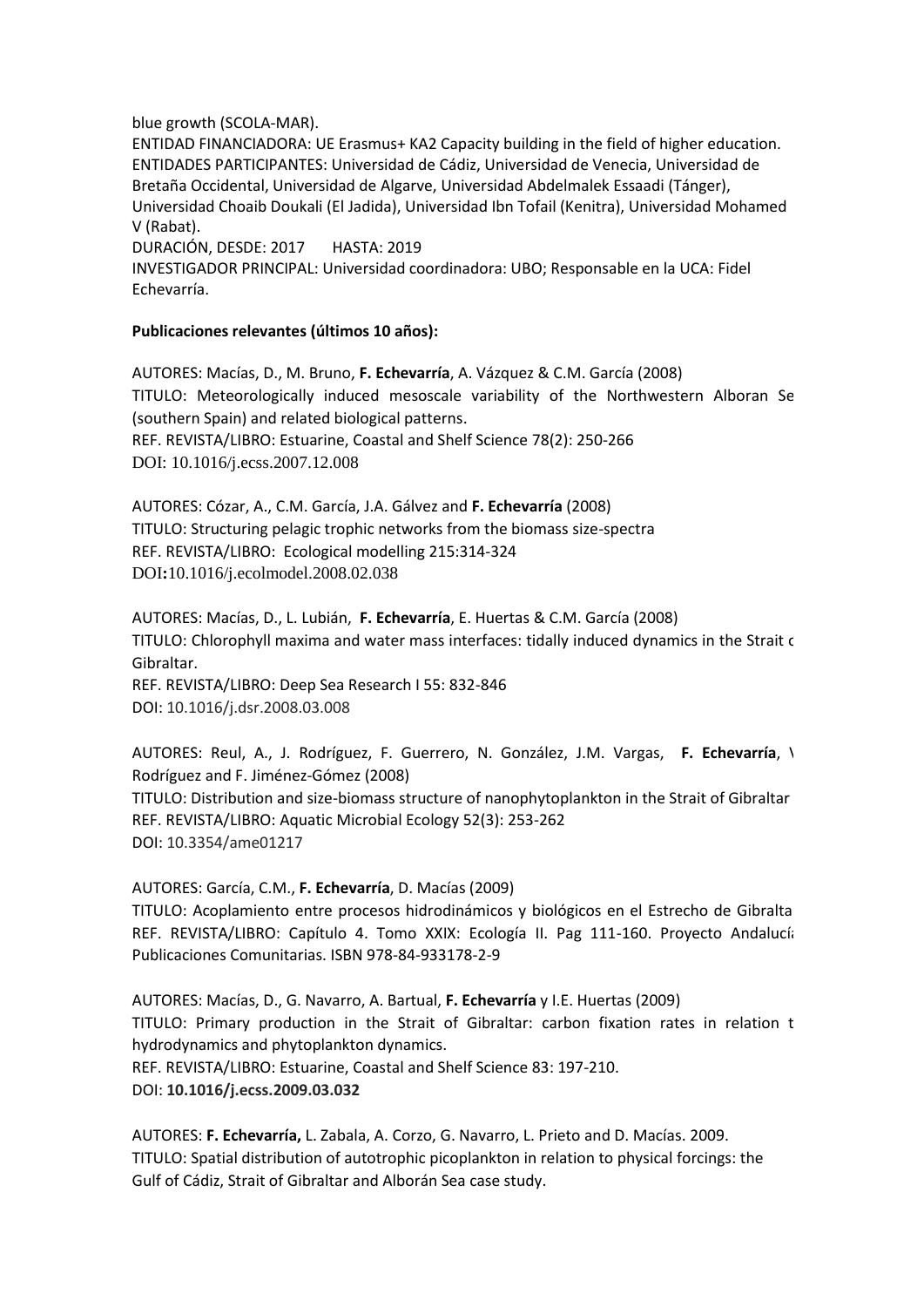blue growth (SCOLA-MAR).
ENTIDAD FINANCIADORA: UE Erasmus+ KA2 Capacity building in the field of higher education.
ENTIDADES PARTICIPANTES: Universidad de Cádiz, Universidad de Venecia, Universidad de Bretaña Occidental, Universidad de Algarve, Universidad Abdelmalek Essaadi (Tánger), Universidad Choaib Doukali (El Jadida), Universidad Ibn Tofail (Kenitra), Universidad Mohamed V (Rabat).
DURACIÓN, DESDE: 2017 HASTA: 2019
INVESTIGADOR PRINCIPAL: Universidad coordinadora: UBO; Responsable en la UCA: Fidel Echevarría.

**Publicaciones relevantes (últimos 10 años):**

AUTORES: Macías, D., M. Bruno, **F. Echevarría**, A. Vázquez & C.M. García (2008)
TITULO: Meteorologically induced mesoscale variability of the Northwestern Alboran Se (southern Spain) and related biological patterns.
REF. REVISTA/LIBRO: Estuarine, Coastal and Shelf Science 78(2): 250-266
DOI: 10.1016/j.ecss.2007.12.008

AUTORES: Cózar, A., C.M. García, J.A. Gálvez and **F. Echevarría** (2008)
TITULO: Structuring pelagic trophic networks from the biomass size-spectra
REF. REVISTA/LIBRO: Ecological modelling 215:314-324
DOI**:**10.1016/j.ecolmodel.2008.02.038

AUTORES: Macías, D., L. Lubián, **F. Echevarría**, E. Huertas & C.M. García (2008)
TITULO: Chlorophyll maxima and water mass interfaces: tidally induced dynamics in the Strait c Gibraltar.
REF. REVISTA/LIBRO: Deep Sea Research I 55: 832-846
DOI: 10.1016/j.dsr.2008.03.008

AUTORES: Reul, A., J. Rodríguez, F. Guerrero, N. González, J.M. Vargas, **F. Echevarría**, \ Rodríguez and F. Jiménez-Gómez (2008)
TITULO: Distribution and size-biomass structure of nanophytoplankton in the Strait of Gibraltar
REF. REVISTA/LIBRO: Aquatic Microbial Ecology 52(3): 253-262
DOI: 10.3354/ame01217

AUTORES: García, C.M., **F. Echevarría**, D. Macías (2009)
TITULO: Acoplamiento entre procesos hidrodinámicos y biológicos en el Estrecho de Gibralta
REF. REVISTA/LIBRO: Capítulo 4. Tomo XXIX: Ecología II. Pag 111-160. Proyecto Andalucí Publicaciones Comunitarias. ISBN 978-84-933178-2-9

AUTORES: Macías, D., G. Navarro, A. Bartual, **F. Echevarría** y I.E. Huertas (2009)
TITULO: Primary production in the Strait of Gibraltar: carbon fixation rates in relation t hydrodynamics and phytoplankton dynamics.
REF. REVISTA/LIBRO: Estuarine, Coastal and Shelf Science 83: 197-210.
DOI: **10.1016/j.ecss.2009.03.032**

AUTORES: **F. Echevarría,** L. Zabala, A. Corzo, G. Navarro, L. Prieto and D. Macías. 2009.
TITULO: Spatial distribution of autotrophic picoplankton in relation to physical forcings: the Gulf of Cádiz, Strait of Gibraltar and Alborán Sea case study.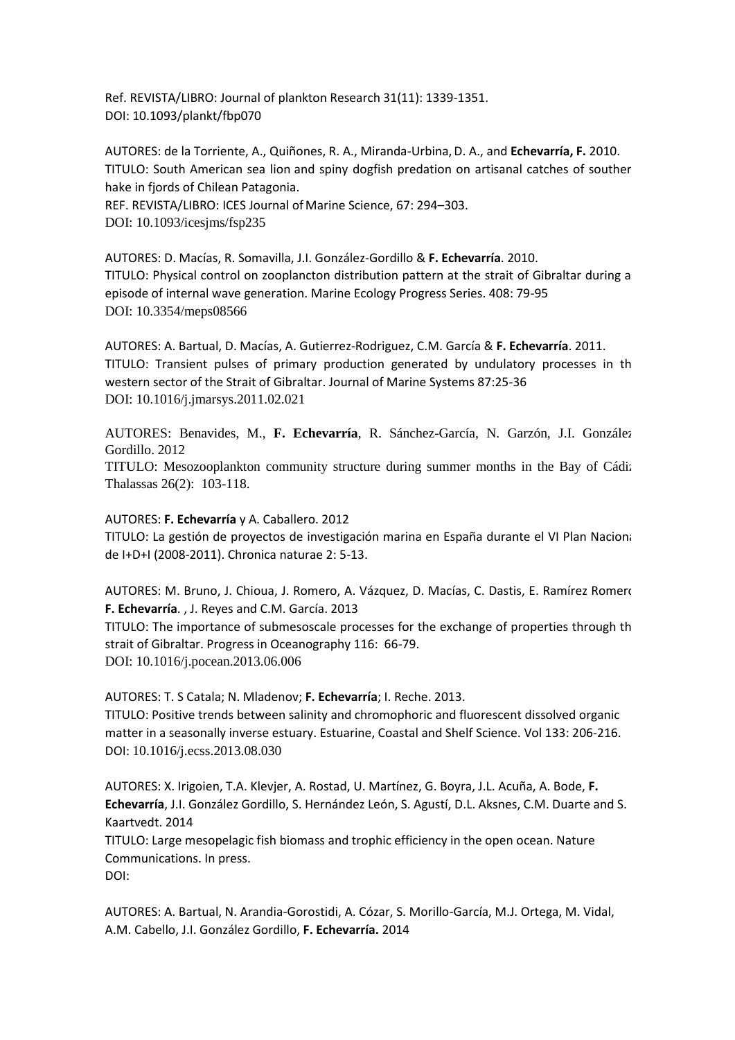Ref. REVISTA/LIBRO: Journal of plankton Research 31(11): 1339-1351.
DOI: 10.1093/plankt/fbp070

AUTORES: de la Torriente, A., Quiñones, R. A., Miranda-Urbina, D. A., and **Echevarría, F.** 2010.
TITULO: South American sea lion and spiny dogfish predation on artisanal catches of souther hake in fjords of Chilean Patagonia.
REF. REVISTA/LIBRO: ICES Journal of Marine Science, 67: 294–303.
DOI: 10.1093/icesjms/fsp235

AUTORES: D. Macías, R. Somavilla, J.I. González-Gordillo & **F. Echevarría**. 2010.
TITULO: Physical control on zooplancton distribution pattern at the strait of Gibraltar during a episode of internal wave generation. Marine Ecology Progress Series. 408: 79-95
DOI: 10.3354/meps08566

AUTORES: A. Bartual, D. Macías, A. Gutierrez-Rodriguez, C.M. García & **F. Echevarría**. 2011.
TITULO: Transient pulses of primary production generated by undulatory processes in th western sector of the Strait of Gibraltar. Journal of Marine Systems 87:25-36
DOI: 10.1016/j.jmarsys.2011.02.021

AUTORES: Benavides, M., **F. Echevarría**, R. Sánchez-García, N. Garzón, J.I. González Gordillo. 2012
TITULO: Mesozooplankton community structure during summer months in the Bay of Cádiz Thalassas 26(2): 103-118.

AUTORES: **F. Echevarría** y A. Caballero. 2012
TITULO: La gestión de proyectos de investigación marina en España durante el VI Plan Naciona de I+D+I (2008-2011). Chronica naturae 2: 5-13.

AUTORES: M. Bruno, J. Chioua, J. Romero, A. Vázquez, D. Macías, C. Dastis, E. Ramírez Romero **F. Echevarría**. , J. Reyes and C.M. García. 2013
TITULO: The importance of submesoscale processes for the exchange of properties through th strait of Gibraltar. Progress in Oceanography 116: 66-79.
DOI: 10.1016/j.pocean.2013.06.006

AUTORES: T. S Catala; N. Mladenov; **F. Echevarría**; I. Reche. 2013.
TITULO: Positive trends between salinity and chromophoric and fluorescent dissolved organic matter in a seasonally inverse estuary. Estuarine, Coastal and Shelf Science. Vol 133: 206-216.
DOI: 10.1016/j.ecss.2013.08.030

AUTORES: X. Irigoien, T.A. Klevjer, A. Rostad, U. Martínez, G. Boyra, J.L. Acuña, A. Bode, **F. Echevarría**, J.I. González Gordillo, S. Hernández León, S. Agustí, D.L. Aksnes, C.M. Duarte and S. Kaartvedt. 2014
TITULO: Large mesopelagic fish biomass and trophic efficiency in the open ocean. Nature Communications. In press.
DOI:

AUTORES: A. Bartual, N. Arandia-Gorostidi, A. Cózar, S. Morillo-García, M.J. Ortega, M. Vidal, A.M. Cabello, J.I. González Gordillo, **F. Echevarría.** 2014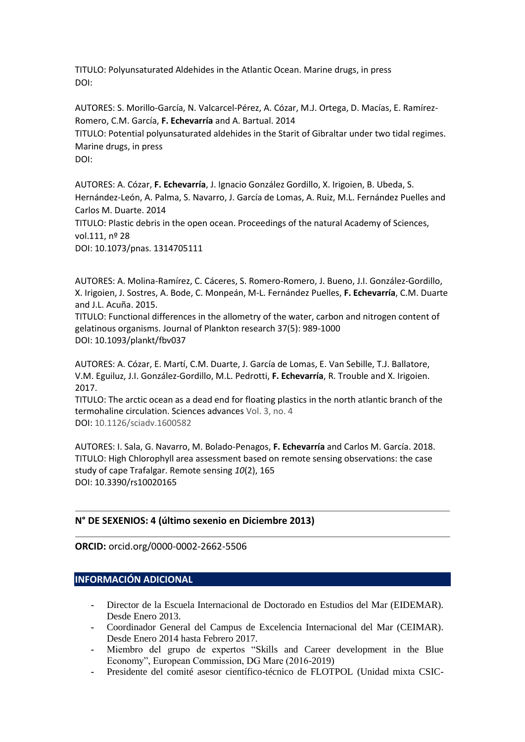TITULO: Polyunsaturated Aldehides in the Atlantic Ocean. Marine drugs, in press
DOI:

AUTORES: S. Morillo-García, N. Valcarcel-Pérez, A. Cózar, M.J. Ortega, D. Macías, E. Ramírez-Romero, C.M. García, **F. Echevarría** and A. Bartual. 2014
TITULO: Potential polyunsaturated aldehides in the Starit of Gibraltar under two tidal regimes. Marine drugs, in press
DOI:

AUTORES: A. Cózar, **F. Echevarría**, J. Ignacio González Gordillo, X. Irigoien, B. Ubeda, S. Hernández-León, A. Palma, S. Navarro, J. García de Lomas, A. Ruiz, M.L. Fernández Puelles and Carlos M. Duarte. 2014
TITULO: Plastic debris in the open ocean. Proceedings of the natural Academy of Sciences, vol.111, nº 28
DOI: 10.1073/pnas. 1314705111

AUTORES: A. Molina-Ramírez, C. Cáceres, S. Romero-Romero, J. Bueno, J.I. González-Gordillo, X. Irigoien, J. Sostres, A. Bode, C. Monpeán, M-L. Fernández Puelles, **F. Echevarría**, C.M. Duarte and J.L. Acuña. 2015.
TITULO: Functional differences in the allometry of the water, carbon and nitrogen content of gelatinous organisms. Journal of Plankton research 37(5): 989-1000
DOI: 10.1093/plankt/fbv037

AUTORES: A. Cózar, E. Martí, C.M. Duarte, J. García de Lomas, E. Van Sebille, T.J. Ballatore, V.M. Eguiluz, J.I. González-Gordillo, M.L. Pedrotti, **F. Echevarría**, R. Trouble and X. Irigoien. 2017.
TITULO: The arctic ocean as a dead end for floating plastics in the north atlantic branch of the termohaline circulation. Sciences advances Vol. 3, no. 4
DOI: 10.1126/sciadv.1600582

AUTORES: I. Sala, G. Navarro, M. Bolado-Penagos, **F. Echevarría** and Carlos M. García. 2018.
TITULO: High Chlorophyll area assessment based on remote sensing observations: the case study of cape Trafalgar. Remote sensing *10*(2), 165
DOI: 10.3390/rs10020165

---

**N° DE SEXENIOS: 4 (último sexenio en Diciembre 2013)**

---

**ORCID:** orcid.org/0000-0002-2662-5506

## INFORMACIÓN ADICIONAL

- Director de la Escuela Internacional de Doctorado en Estudios del Mar (EIDEMAR). Desde Enero 2013.
- Coordinador General del Campus de Excelencia Internacional del Mar (CEIMAR). Desde Enero 2014 hasta Febrero 2017.
- Miembro del grupo de expertos "Skills and Career development in the Blue Economy", European Commission, DG Mare (2016-2019)
- Presidente del comité asesor científico-técnico de FLOTPOL (Unidad mixta CSIC-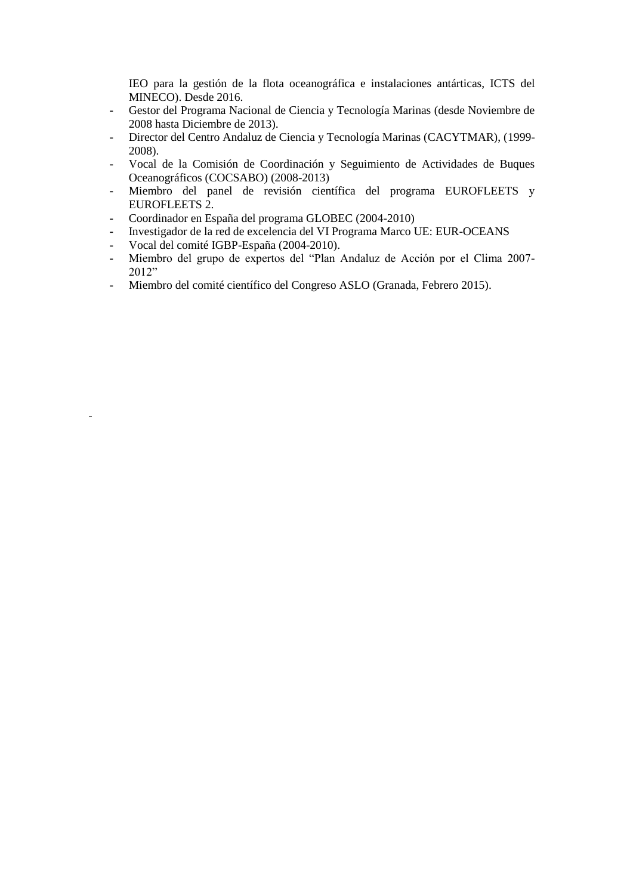IEO para la gestión de la flota oceanográfica e instalaciones antárticas, ICTS del MINECO). Desde 2016.

- Gestor del Programa Nacional de Ciencia y Tecnología Marinas (desde Noviembre de 2008 hasta Diciembre de 2013).
- Director del Centro Andaluz de Ciencia y Tecnología Marinas (CACYTMAR), (1999-2008).
- Vocal de la Comisión de Coordinación y Seguimiento de Actividades de Buques Oceanográficos (COCSABO) (2008-2013)
- Miembro del panel de revisión científica del programa EUROFLEETS y EUROFLEETS 2.
- Coordinador en España del programa GLOBEC (2004-2010)
- Investigador de la red de excelencia del VI Programa Marco UE: EUR-OCEANS
- Vocal del comité IGBP-España (2004-2010).
- Miembro del grupo de expertos del "Plan Andaluz de Acción por el Clima 2007-2012"
- Miembro del comité científico del Congreso ASLO (Granada, Febrero 2015).